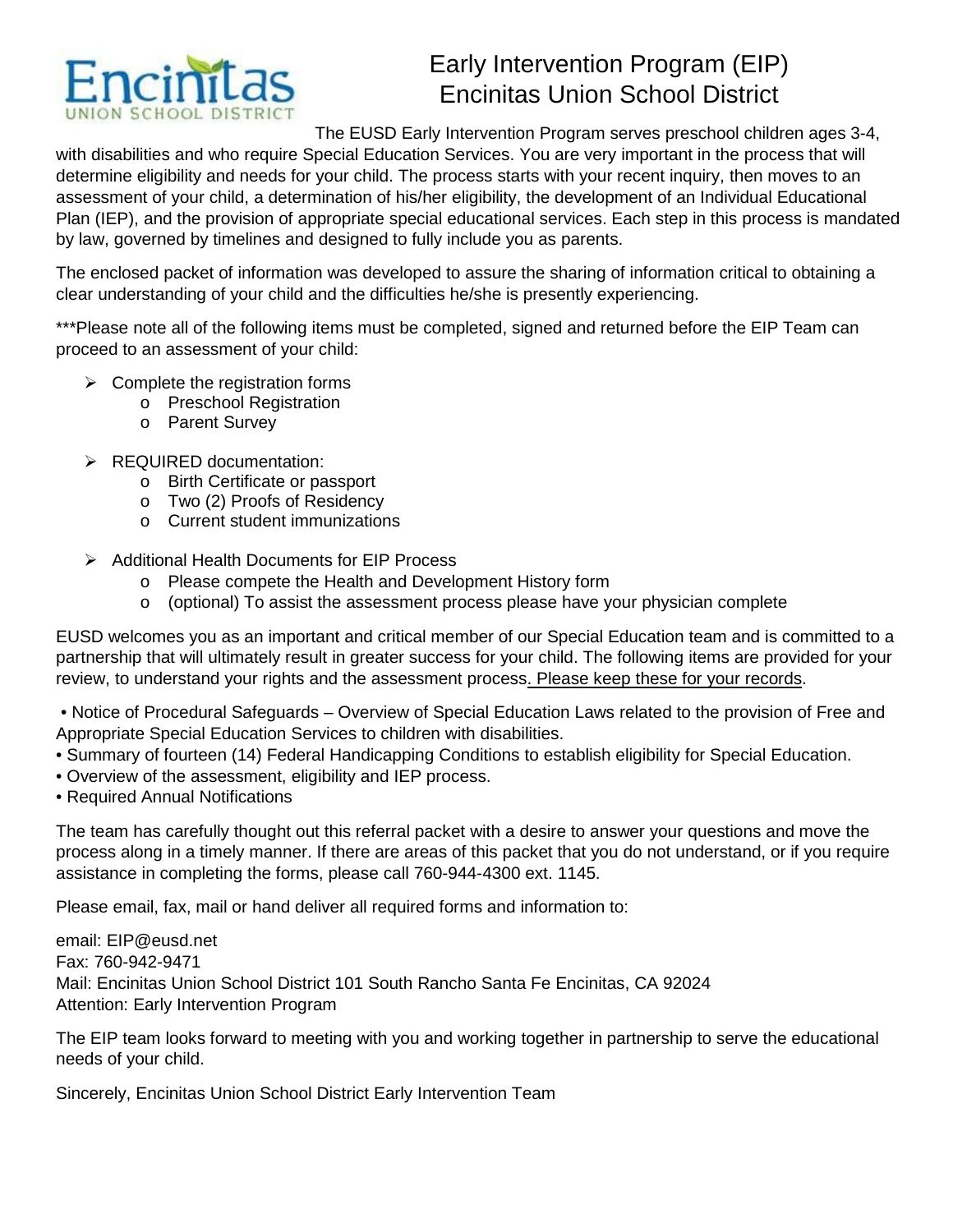# Early Intervention Program (EIP)
# Encinitas Union School District

The EUSD Early Intervention Program serves preschool children ages 3-4, with disabilities and who require Special Education Services. You are very important in the process that will determine eligibility and needs for your child. The process starts with your recent inquiry, then moves to an assessment of your child, a determination of his/her eligibility, the development of an Individual Educational Plan (IEP), and the provision of appropriate special educational services. Each step in this process is mandated by law, governed by timelines and designed to fully include you as parents.

The enclosed packet of information was developed to assure the sharing of information critical to obtaining a clear understanding of your child and the difficulties he/she is presently experiencing.

***Please note all of the following items must be completed, signed and returned before the EIP Team can proceed to an assessment of your child:

- Complete the registration forms
  - Preschool Registration
  - Parent Survey
- REQUIRED documentation:
  - Birth Certificate or passport
  - Two (2) Proofs of Residency
  - Current student immunizations
- Additional Health Documents for EIP Process
  - Please compete the Health and Development History form
  - (optional) To assist the assessment process please have your physician complete

EUSD welcomes you as an important and critical member of our Special Education team and is committed to a partnership that will ultimately result in greater success for your child. The following items are provided for your review, to understand your rights and the assessment process. Please keep these for your records.

- Notice of Procedural Safeguards – Overview of Special Education Laws related to the provision of Free and Appropriate Special Education Services to children with disabilities.
- Summary of fourteen (14) Federal Handicapping Conditions to establish eligibility for Special Education.
- Overview of the assessment, eligibility and IEP process.
- Required Annual Notifications

The team has carefully thought out this referral packet with a desire to answer your questions and move the process along in a timely manner. If there are areas of this packet that you do not understand, or if you require assistance in completing the forms, please call 760-944-4300 ext. 1145.

Please email, fax, mail or hand deliver all required forms and information to:

email: EIP@eusd.net
Fax: 760-942-9471
Mail: Encinitas Union School District 101 South Rancho Santa Fe Encinitas, CA 92024
Attention: Early Intervention Program

The EIP team looks forward to meeting with you and working together in partnership to serve the educational needs of your child.

Sincerely, Encinitas Union School District Early Intervention Team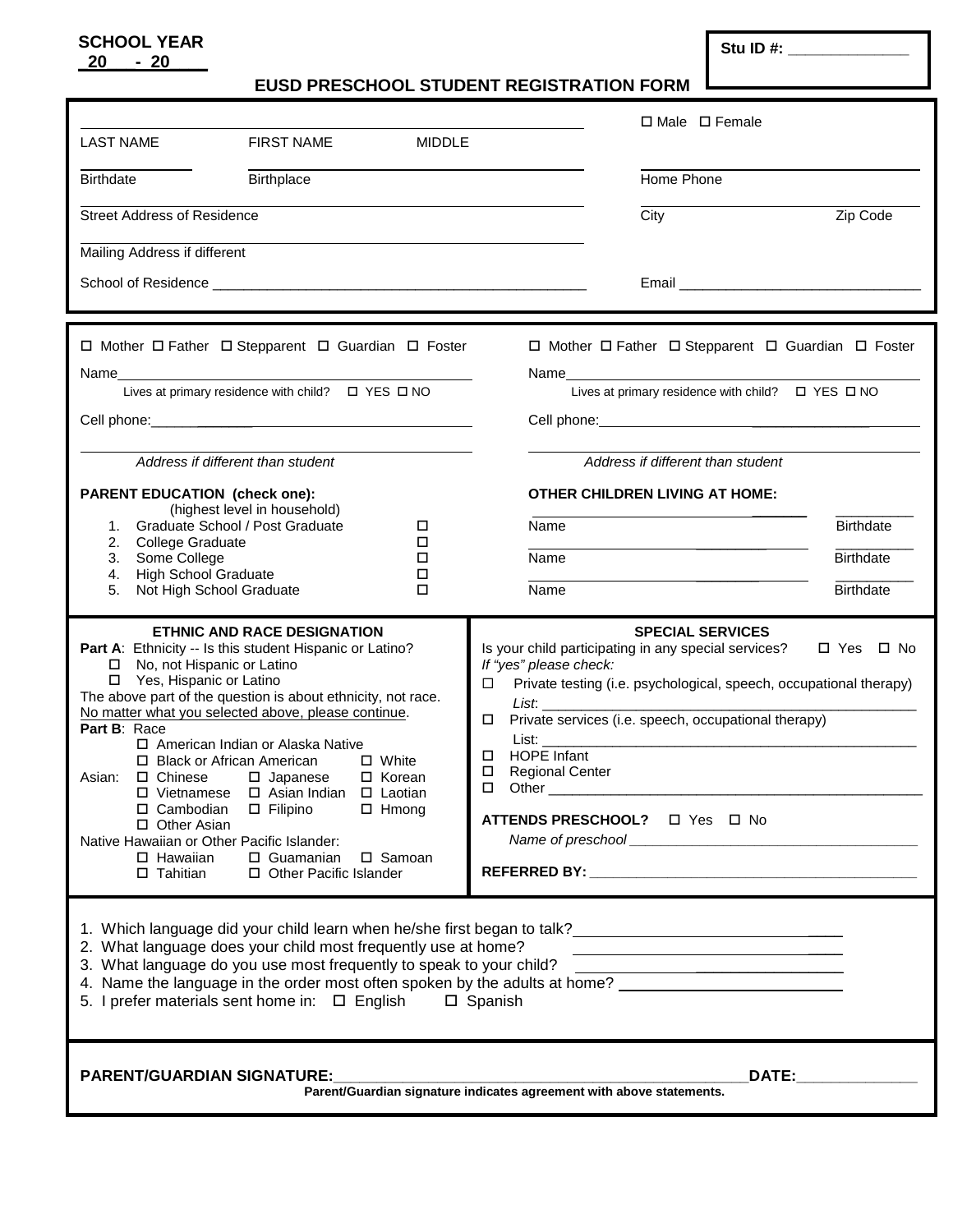**SCHOOL YEAR**
**20\_\_\_ - 20\_\_\_**

**Stu ID #:** \_\_\_\_\_\_\_\_\_\_\_\_\_\_

# EUSD PRESCHOOL STUDENT REGISTRATION FORM

\_\_\_\_\_\_\_\_\_\_\_\_\_\_\_\_\_\_\_\_\_\_\_\_\_\_\_\_\_\_\_\_\_\_\_\_\_\_\_\_\_\_\_\_\_\_\_\_ ☐ Male ☐ Female
LAST NAME FIRST NAME MIDDLE

Birthdate \_\_\_\_\_\_\_\_ Birthplace \_\_\_\_\_\_\_\_\_\_\_\_\_\_\_\_\_\_ Home Phone \_\_\_\_\_\_\_\_\_\_\_\_\_\_\_\_

Street Address of Residence \_\_\_\_\_\_\_\_\_\_\_\_\_\_\_\_\_\_\_\_\_\_\_\_ City \_\_\_\_\_\_\_\_\_\_\_\_ Zip Code \_\_\_\_\_\_

Mailing Address if different \_\_\_\_\_\_\_\_\_\_\_\_\_\_\_\_\_\_\_\_\_\_\_\_

School of Residence \_\_\_\_\_\_\_\_\_\_\_\_\_\_\_\_\_\_\_\_\_\_\_\_\_\_\_\_\_\_\_\_\_\_\_\_\_\_\_\_\_\_\_\_\_\_\_ Email \_\_\_\_\_\_\_\_\_\_\_\_\_\_\_\_\_\_\_\_\_\_\_\_\_\_\_\_\_\_\_

---

☐ Mother ☐ Father ☐ Stepparent ☐ Guardian ☐ Foster

Name\_\_\_\_\_\_\_\_\_\_\_\_\_\_\_\_\_\_\_\_\_\_\_\_\_\_\_\_\_\_\_\_\_\_\_\_\_\_\_\_\_\_\_\_\_\_
Lives at primary residence with child? ☐ YES ☐ NO

Cell phone:\_\_\_\_\_\_\_\_\_\_\_\_\_\_\_\_\_\_\_\_\_\_\_\_\_\_\_\_\_\_\_\_\_\_\_\_\_\_\_\_\_

\_\_\_\_\_\_\_\_\_\_\_\_\_\_\_\_\_\_\_\_\_\_\_\_\_\_\_\_\_\_\_\_\_\_\_\_\_\_\_\_\_\_\_\_\_\_
*Address if different than student*

☐ Mother ☐ Father ☐ Stepparent ☐ Guardian ☐ Foster

Name\_\_\_\_\_\_\_\_\_\_\_\_\_\_\_\_\_\_\_\_\_\_\_\_\_\_\_\_\_\_\_\_\_\_\_\_\_\_\_\_\_\_\_\_\_\_
Lives at primary residence with child? ☐ YES ☐ NO

Cell phone:\_\_\_\_\_\_\_\_\_\_\_\_\_\_\_\_\_\_\_\_\_\_\_\_\_\_\_\_\_\_\_\_\_\_\_\_\_\_\_\_\_

\_\_\_\_\_\_\_\_\_\_\_\_\_\_\_\_\_\_\_\_\_\_\_\_\_\_\_\_\_\_\_\_\_\_\_\_\_\_\_\_\_\_\_\_\_\_
*Address if different than student*

**PARENT EDUCATION (check one):**
(highest level in household)
1. Graduate School / Post Graduate ☐
2. College Graduate ☐
3. Some College ☐
4. High School Graduate ☐
5. Not High School Graduate ☐

**OTHER CHILDREN LIVING AT HOME:**

| Name | Birthdate |
|---|---|
| \_\_\_\_\_\_\_\_\_\_\_\_\_\_\_\_\_\_\_\_ | \_\_\_\_\_\_\_\_ |
| \_\_\_\_\_\_\_\_\_\_\_\_\_\_\_\_\_\_\_\_ | \_\_\_\_\_\_\_\_ |
| \_\_\_\_\_\_\_\_\_\_\_\_\_\_\_\_\_\_\_\_ | \_\_\_\_\_\_\_\_ |

---

**ETHNIC AND RACE DESIGNATION**

**Part A**: Ethnicity -- Is this student Hispanic or Latino?
☐ No, not Hispanic or Latino
☐ Yes, Hispanic or Latino

The above part of the question is about ethnicity, not race.
No matter what you selected above, please continue.

**Part B**: Race
☐ American Indian or Alaska Native
☐ Black or African American ☐ White
Asian: ☐ Chinese ☐ Japanese ☐ Korean
☐ Vietnamese ☐ Asian Indian ☐ Laotian
☐ Cambodian ☐ Filipino ☐ Hmong
☐ Other Asian
Native Hawaiian or Other Pacific Islander:
☐ Hawaiian ☐ Guamanian ☐ Samoan
☐ Tahitian ☐ Other Pacific Islander

**SPECIAL SERVICES**

Is your child participating in any special services? ☐ Yes ☐ No
*If "yes" please check:*
☐ Private testing (i.e. psychological, speech, occupational therapy)
*List*: \_\_\_\_\_\_\_\_\_\_\_\_\_\_\_\_\_\_\_\_\_\_\_\_\_\_\_\_\_\_\_\_\_\_\_\_\_\_\_\_\_\_\_\_\_\_\_\_
☐ Private services (i.e. speech, occupational therapy)
List: \_\_\_\_\_\_\_\_\_\_\_\_\_\_\_\_\_\_\_\_\_\_\_\_\_\_\_\_\_\_\_\_\_\_\_\_\_\_\_\_\_\_\_\_\_\_\_\_
☐ HOPE Infant
☐ Regional Center
☐ Other \_\_\_\_\_\_\_\_\_\_\_\_\_\_\_\_\_\_\_\_\_\_\_\_\_\_\_\_\_\_\_\_\_\_\_\_\_\_\_\_\_\_\_\_\_\_\_\_

**ATTENDS PRESCHOOL?** ☐ Yes ☐ No
*Name of preschool* \_\_\_\_\_\_\_\_\_\_\_\_\_\_\_\_\_\_\_\_\_\_\_\_\_\_\_\_\_\_\_\_\_\_\_\_\_\_

**REFERRED BY:** \_\_\_\_\_\_\_\_\_\_\_\_\_\_\_\_\_\_\_\_\_\_\_\_\_\_\_\_\_\_\_\_\_\_\_\_\_\_\_\_\_\_

---

1. Which language did your child learn when he/she first began to talk?\_\_\_\_\_\_\_\_\_\_\_\_\_\_\_\_\_\_\_\_\_\_\_\_\_\_\_\_
2. What language does your child most frequently use at home? \_\_\_\_\_\_\_\_\_\_\_\_\_\_\_\_\_\_\_\_\_\_\_\_\_\_\_\_
3. What language do you use most frequently to speak to your child? \_\_\_\_\_\_\_\_\_\_\_\_\_\_\_\_\_\_\_\_\_\_\_\_\_\_\_\_
4. Name the language in the order most often spoken by the adults at home? \_\_\_\_\_\_\_\_\_\_\_\_\_\_\_\_\_\_\_\_\_\_\_\_\_\_\_\_
5. I prefer materials sent home in: ☐ English ☐ Spanish

---

**PARENT/GUARDIAN SIGNATURE:**\_\_\_\_\_\_\_\_\_\_\_\_\_\_\_\_\_\_\_\_\_\_\_\_\_\_\_\_\_\_\_\_\_\_\_\_\_\_\_\_\_\_\_\_\_\_\_\_\_\_\_\_**DATE:**\_\_\_\_\_\_\_\_\_\_\_\_\_\_

**Parent/Guardian signature indicates agreement with above statements.**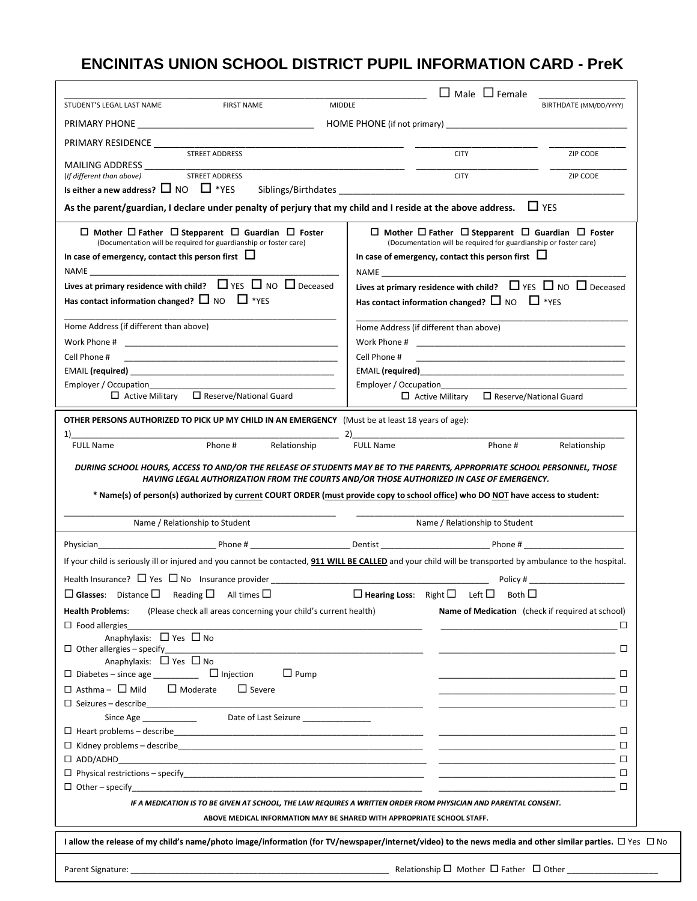# ENCINITAS UNION SCHOOL DISTRICT PUPIL INFORMATION CARD - PreK

_____________________________________________ ☐ Male ☐ Female _______________

STUDENT'S LEGAL LAST NAME FIRST NAME MIDDLE BIRTHDATE (MM/DD/YYYY)

PRIMARY PHONE ______________________ HOME PHONE (if not primary) ______________________

PRIMARY RESIDENCE ______________________________ ______________ ______________

STREET ADDRESS CITY ZIP CODE

MAILING ADDRESS ______________________________ ______________ ______________

(*If different than above*) STREET ADDRESS CITY ZIP CODE

**Is either a new address?** ☐ NO ☐ *YES Siblings/Birthdates ______________________________

**As the parent/guardian, I declare under penalty of perjury that my child and I reside at the above address.** ☐ YES

---

☐ **Mother** ☐ **Father** ☐ **Stepparent** ☐ **Guardian** ☐ **Foster**

(Documentation will be required for guardianship or foster care)

**In case of emergency, contact this person first** ☐

NAME ______________________________

**Lives at primary residence with child?** ☐ YES ☐ NO ☐ Deceased

**Has contact information changed?** ☐ NO ☐ *YES

______________________________

Home Address (if different than above)

Work Phone # ______________________________

Cell Phone # ______________________________

EMAIL **(required)** ______________________________

Employer / Occupation______________________________

☐ Active Military ☐ Reserve/National Guard

☐ **Mother** ☐ **Father** ☐ **Stepparent** ☐ **Guardian** ☐ **Foster**

(Documentation will be required for guardianship or foster care)

**In case of emergency, contact this person first** ☐

NAME ______________________________

**Lives at primary residence with child?** ☐ YES ☐ NO ☐ Deceased

**Has contact information changed?** ☐ NO ☐ *YES

______________________________

Home Address (if different than above)

Work Phone # ______________________________

Cell Phone # ______________________________

EMAIL **(required)**______________________________

Employer / Occupation______________________________

☐ Active Military ☐ Reserve/National Guard

---

**OTHER PERSONS AUTHORIZED TO PICK UP MY CHILD IN AN EMERGENCY** (Must be at least 18 years of age):

1)______________________________ 2)______________________________

FULL Name Phone # Relationship FULL Name Phone # Relationship

***DURING SCHOOL HOURS, ACCESS TO AND/OR THE RELEASE OF STUDENTS MAY BE TO THE PARENTS, APPROPRIATE SCHOOL PERSONNEL, THOSE HAVING LEGAL AUTHORIZATION FROM THE COURTS AND/OR THOSE AUTHORIZED IN CASE OF EMERGENCY.***

**\* Name(s) of person(s) authorized by current COURT ORDER (must provide copy to school office) who DO NOT have access to student:**

______________________________ ______________________________

Name / Relationship to Student Name / Relationship to Student

---

Physician______________ Phone # ______________ Dentist ______________ Phone # ______________

If your child is seriously ill or injured and you cannot be contacted, **911 WILL BE CALLED** and your child will be transported by ambulance to the hospital.

Health Insurance? ☐ Yes ☐ No Insurance provider ______________________ Policy # ______________

☐ **Glasses**: Distance ☐ Reading ☐ All times ☐ ☐ **Hearing Loss**: Right ☐ Left ☐ Both ☐

**Health Problems**: (Please check all areas concerning your child's current health) **Name of Medication** (check if required at school)

☐ Food allergies______________________________ ______________________ ☐

Anaphylaxis: ☐ Yes ☐ No

☐ Other allergies – specify______________________________ ______________________ ☐

Anaphylaxis: ☐ Yes ☐ No

☐ Diabetes – since age _________ ☐ Injection ☐ Pump ______________________ ☐

☐ Asthma – ☐ Mild ☐ Moderate ☐ Severe ______________________ ☐

☐ Seizures – describe______________________________ ______________________ ☐

Since Age ___________ Date of Last Seizure ______________

☐ Heart problems – describe______________________________ ______________________ ☐

☐ Kidney problems – describe______________________________ ______________________ ☐

☐ ADD/ADHD______________________________ ______________________ ☐

☐ Physical restrictions – specify______________________________ ______________________ ☐

☐ Other – specify______________________________ ______________________ ☐

***IF A MEDICATION IS TO BE GIVEN AT SCHOOL, THE LAW REQUIRES A WRITTEN ORDER FROM PHYSICIAN AND PARENTAL CONSENT.***

**ABOVE MEDICAL INFORMATION MAY BE SHARED WITH APPROPRIATE SCHOOL STAFF.**

---

**I allow the release of my child's name/photo image/information (for TV/newspaper/internet/video) to the news media and other similar parties.** ☐ Yes ☐ No

Parent Signature: ______________________________ Relationship ☐ Mother ☐ Father ☐ Other ______________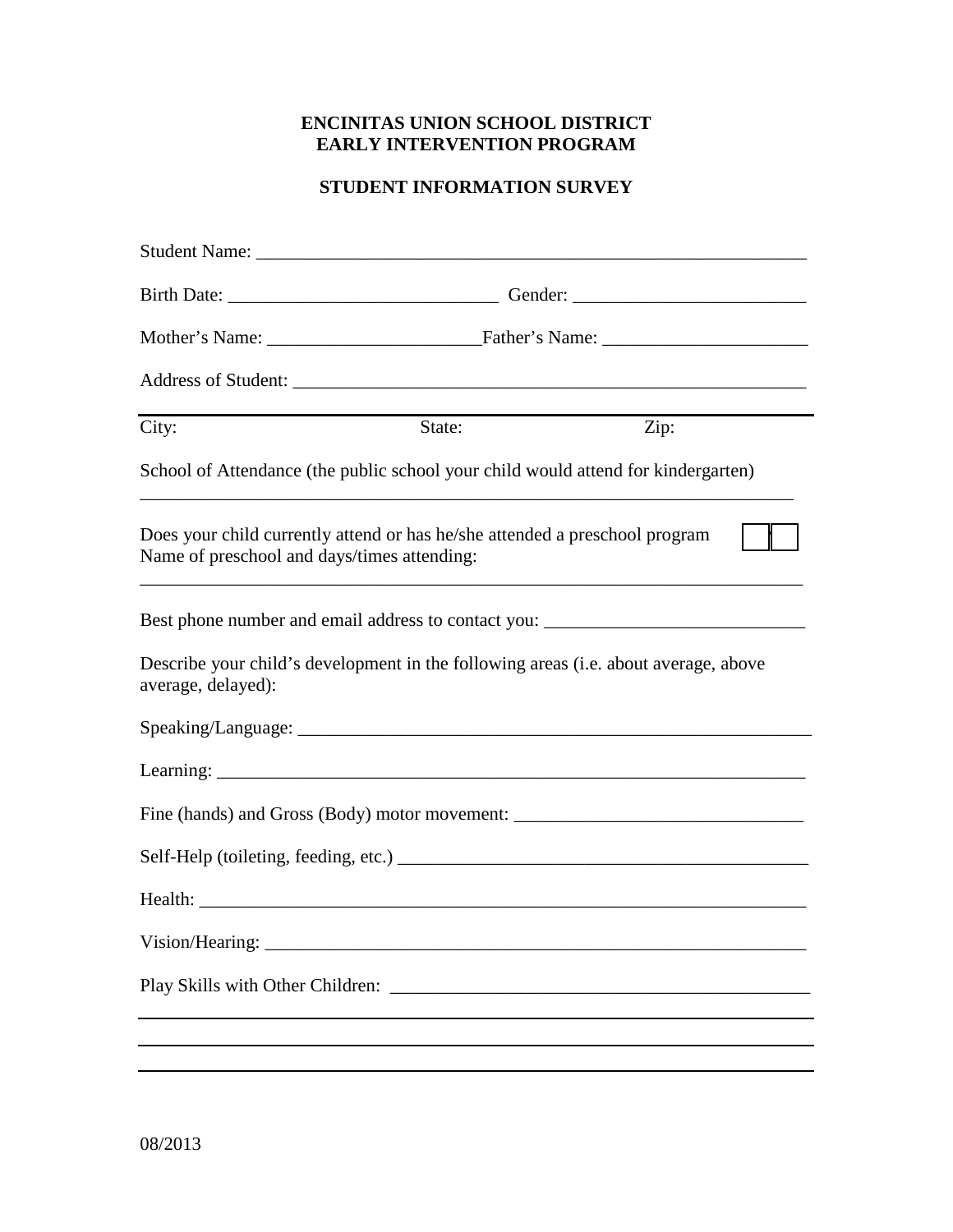**ENCINITAS UNION SCHOOL DISTRICT**
**EARLY INTERVENTION PROGRAM**

**STUDENT INFORMATION SURVEY**

Student Name: ___________________________________________________________

Birth Date: _____________________________ Gender: _________________________

Mother's Name: _______________________Father's Name: ______________________

Address of Student: ________________________________________________________

City: State: Zip:

School of Attendance (the public school your child would attend for kindergarten)

_________________________________________________________________________

Does your child currently attend or has he/she attended a preschool program ☐ ☐

Name of preschool and days/times attending:

_________________________________________________________________________

Best phone number and email address to contact you: ____________________________

Describe your child's development in the following areas (i.e. about average, above average, delayed):

Speaking/Language: __________________________________________________________

Learning: _________________________________________________________________

Fine (hands) and Gross (Body) motor movement: _______________________________

Self-Help (toileting, feeding, etc.) ____________________________________________

Health: __________________________________________________________________

Vision/Hearing: _____________________________________________________________

Play Skills with Other Children: ______________________________________________

_________________________________________________________________________

_________________________________________________________________________

_________________________________________________________________________

08/2013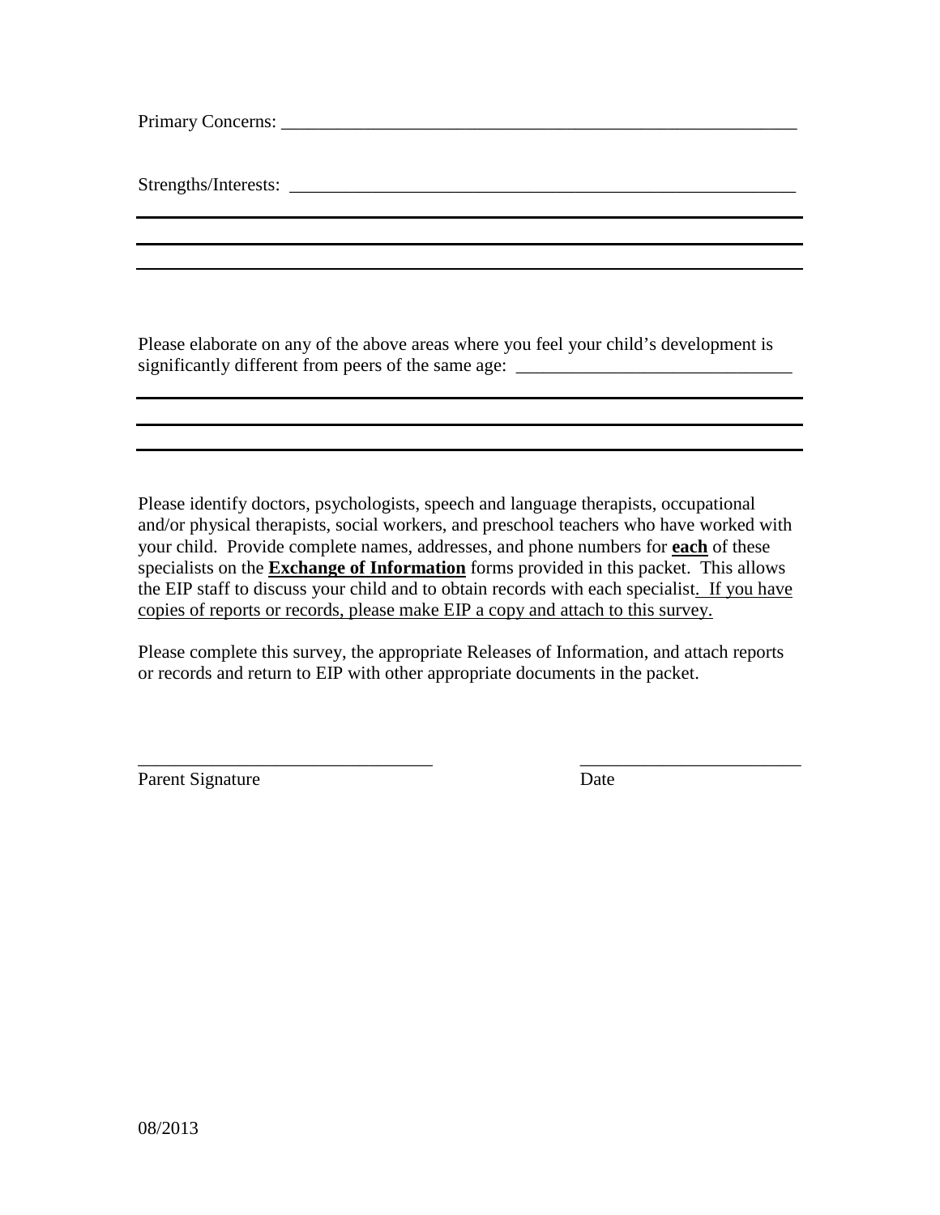Primary Concerns: ___________________________________________________________

Strengths/Interests: __________________________________________________________

______________________________________________________________________________

______________________________________________________________________________

______________________________________________________________________________

Please elaborate on any of the above areas where you feel your child's development is significantly different from peers of the same age: ______________________________

______________________________________________________________________________

______________________________________________________________________________

______________________________________________________________________________

Please identify doctors, psychologists, speech and language therapists, occupational and/or physical therapists, social workers, and preschool teachers who have worked with your child. Provide complete names, addresses, and phone numbers for **each** of these specialists on the **Exchange of Information** forms provided in this packet. This allows the EIP staff to discuss your child and to obtain records with each specialist. If you have copies of reports or records, please make EIP a copy and attach to this survey.

Please complete this survey, the appropriate Releases of Information, and attach reports or records and return to EIP with other appropriate documents in the packet.

_________________________________ &nbsp;&nbsp;&nbsp;&nbsp;&nbsp;&nbsp;&nbsp;&nbsp;&nbsp;&nbsp;&nbsp;&nbsp; ________________________

Parent Signature &nbsp;&nbsp;&nbsp;&nbsp;&nbsp;&nbsp;&nbsp;&nbsp;&nbsp;&nbsp;&nbsp;&nbsp;&nbsp;&nbsp;&nbsp;&nbsp;&nbsp;&nbsp;&nbsp;&nbsp;&nbsp;&nbsp;&nbsp;&nbsp;&nbsp;&nbsp;&nbsp;&nbsp;&nbsp;&nbsp; Date

08/2013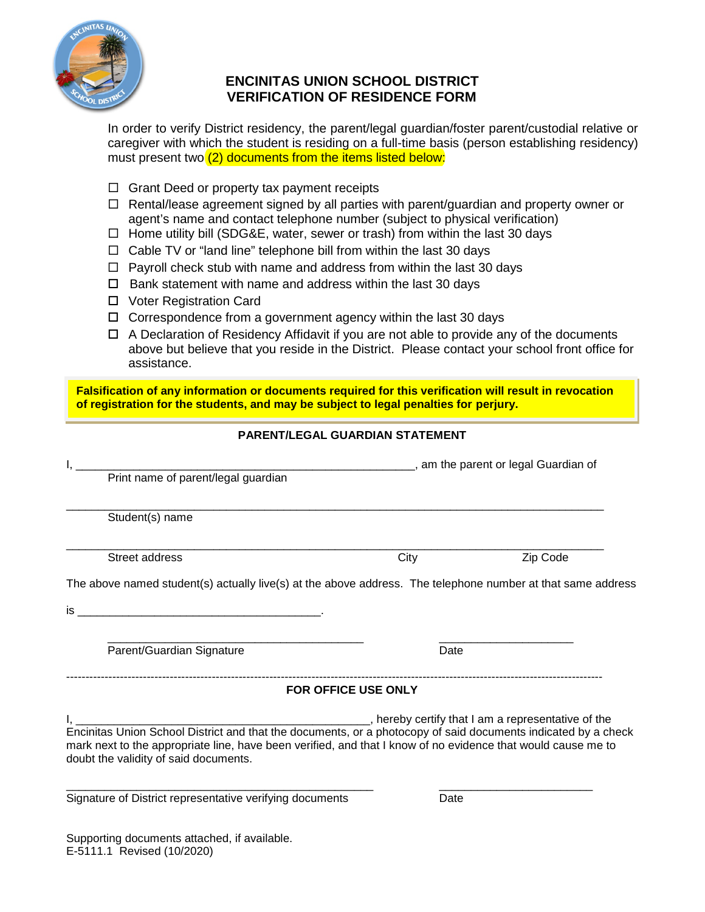# ENCINITAS UNION SCHOOL DISTRICT
# VERIFICATION OF RESIDENCE FORM

In order to verify District residency, the parent/legal guardian/foster parent/custodial relative or caregiver with which the student is residing on a full-time basis (person establishing residency) must present two (2) documents from the items listed below:

- ☐ Grant Deed or property tax payment receipts
- ☐ Rental/lease agreement signed by all parties with parent/guardian and property owner or agent's name and contact telephone number (subject to physical verification)
- ☐ Home utility bill (SDG&E, water, sewer or trash) from within the last 30 days
- ☐ Cable TV or "land line" telephone bill from within the last 30 days
- ☐ Payroll check stub with name and address from within the last 30 days
- ☐ Bank statement with name and address within the last 30 days
- ☐ Voter Registration Card
- ☐ Correspondence from a government agency within the last 30 days
- ☐ A Declaration of Residency Affidavit if you are not able to provide any of the documents above but believe that you reside in the District. Please contact your school front office for assistance.

**Falsification of any information or documents required for this verification will result in revocation of registration for the students, and may be subject to legal penalties for perjury.**

**PARENT/LEGAL GUARDIAN STATEMENT**

I, ______________________________________________________, am the parent or legal Guardian of
Print name of parent/legal guardian

_____________________________________________________________________________________
Student(s) name

_____________________________________________________________________________________
Street address                                        City                        Zip Code

The above named student(s) actually live(s) at the above address. The telephone number at that same address is ______________________________________.

_________________________________________          _____________________
Parent/Guardian Signature                                  Date

---

**FOR OFFICE USE ONLY**

I, _______________________________________________, hereby certify that I am a representative of the Encinitas Union School District and that the documents, or a photocopy of said documents indicated by a check mark next to the appropriate line, have been verified, and that I know of no evidence that would cause me to doubt the validity of said documents.

_________________________________________________          ________________________
Signature of District representative verifying documents          Date

Supporting documents attached, if available.
E-5111.1 Revised (10/2020)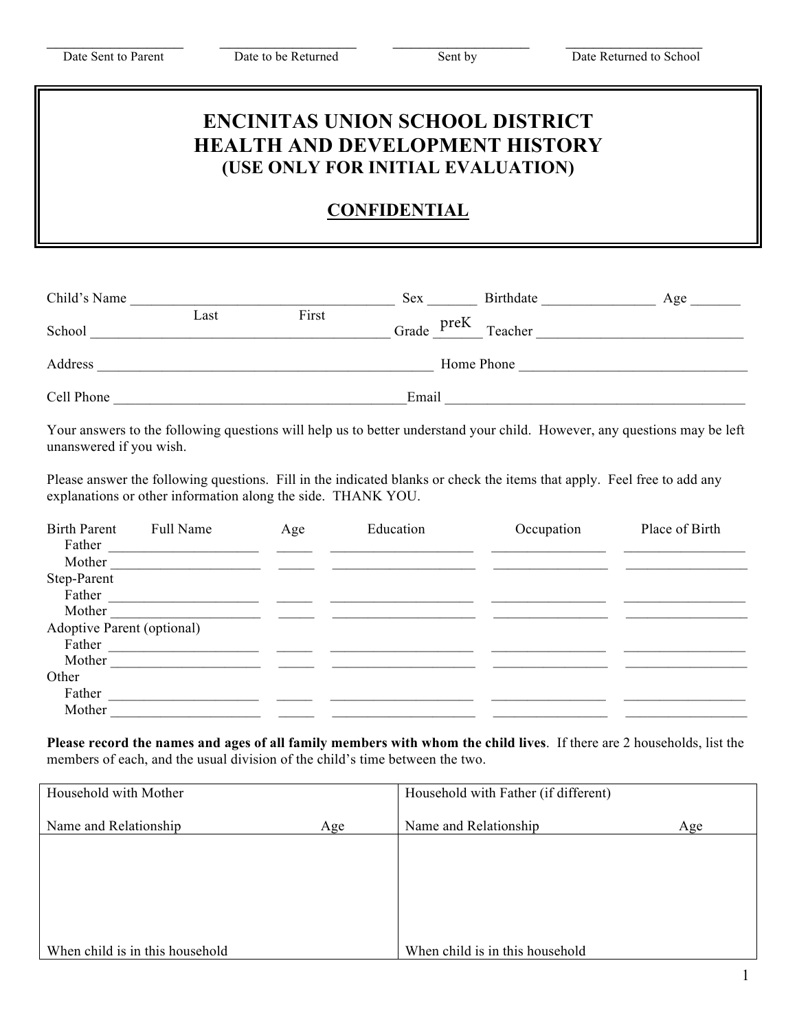| ____________________ | ____________________ | ____________________ | ____________________ |
|---|---|---|---|
| Date Sent to Parent | Date to be Returned | Sent by | Date Returned to School |

# ENCINITAS UNION SCHOOL DISTRICT
# HEALTH AND DEVELOPMENT HISTORY
### (USE ONLY FOR INITIAL EVALUATION)

### CONFIDENTIAL

Child's Name ____________________________________ Sex _______ Birthdate ________________ Age _______
(Last First)

School ________________________________________ Grade preK Teacher ____________________________

Address _______________________________________________ Home Phone ________________________________

Cell Phone _________________________________________Email __________________________________________

Your answers to the following questions will help us to better understand your child. However, any questions may be left unanswered if you wish.

Please answer the following questions. Fill in the indicated blanks or check the items that apply. Feel free to add any explanations or other information along the side. THANK YOU.

| Birth Parent | Full Name | Age | Education | Occupation | Place of Birth |
|---|---|---|---|---|---|
| Father | ____________________ | _____ | ____________________ | ________________ | _________________ |
| Mother | ____________________ | _____ | ____________________ | ________________ | _________________ |
| **Step-Parent** | | | | | |
| Father | ____________________ | _____ | ____________________ | ________________ | _________________ |
| Mother | ____________________ | _____ | ____________________ | ________________ | _________________ |
| **Adoptive Parent (optional)** | | | | | |
| Father | ____________________ | _____ | ____________________ | ________________ | _________________ |
| Mother | ____________________ | _____ | ____________________ | ________________ | _________________ |
| **Other** | | | | | |
| Father | ____________________ | _____ | ____________________ | ________________ | _________________ |
| Mother | ____________________ | _____ | ____________________ | ________________ | _________________ |

**Please record the names and ages of all family members with whom the child lives**. If there are 2 households, list the members of each, and the usual division of the child's time between the two.

| Household with Mother | | Household with Father (if different) | |
|---|---|---|---|
| Name and Relationship | Age | Name and Relationship | Age |
| | | | |
| When child is in this household | | When child is in this household | |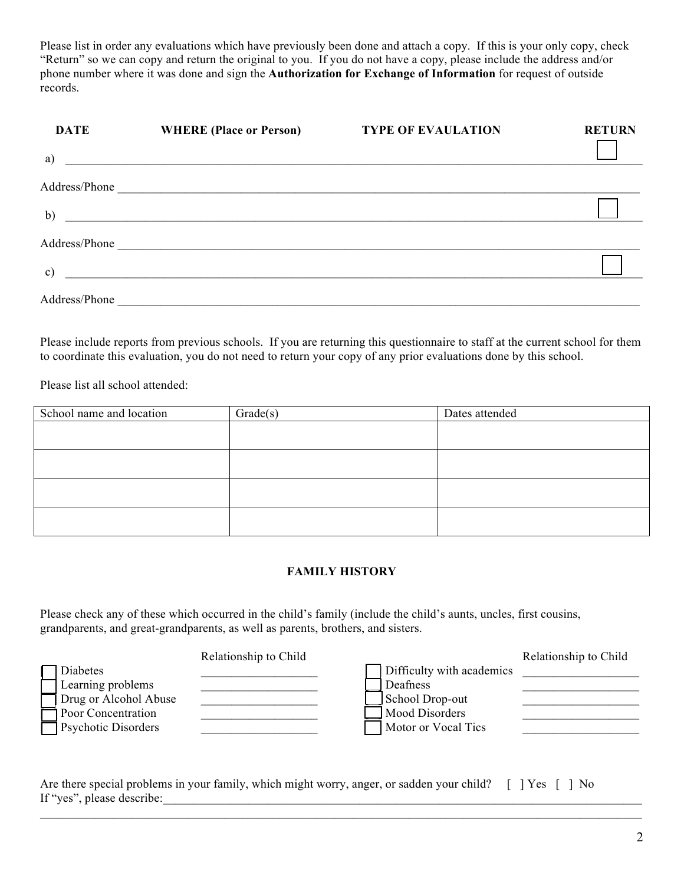Please list in order any evaluations which have previously been done and attach a copy. If this is your only copy, check "Return" so we can copy and return the original to you. If you do not have a copy, please include the address and/or phone number where it was done and sign the **Authorization for Exchange of Information** for request of outside records.

| DATE | WHERE (Place or Person) | TYPE OF EVALUATION | RETURN |
|---|---|---|---|
| a) | | | ☐ |
| Address/Phone | | | |
| b) | | | ☐ |
| Address/Phone | | | |
| c) | | | ☐ |
| Address/Phone | | | |

Please include reports from previous schools. If you are returning this questionnaire to staff at the current school for them to coordinate this evaluation, you do not need to return your copy of any prior evaluations done by this school.

Please list all school attended:

| School name and location | Grade(s) | Dates attended |
|---|---|---|
| | | |
| | | |
| | | |
| | | |

## FAMILY HISTORY

Please check any of these which occurred in the child's family (include the child's aunts, uncles, first cousins, grandparents, and great-grandparents, as well as parents, brothers, and sisters.

| | Relationship to Child | | Relationship to Child |
|---|---|---|---|
| ☐ Diabetes | ___________________ | ☐ Difficulty with academics | ___________________ |
| ☐ Learning problems | ___________________ | ☐ Deafness | ___________________ |
| ☐ Drug or Alcohol Abuse | ___________________ | ☐ School Drop-out | ___________________ |
| ☐ Poor Concentration | ___________________ | ☐ Mood Disorders | ___________________ |
| ☐ Psychotic Disorders | ___________________ | ☐ Motor or Vocal Tics | ___________________ |

Are there special problems in your family, which might worry, anger, or sadden your child? [ ] Yes [ ] No
If "yes", please describe:______________________________________________________________________________
_______________________________________________________________________________________________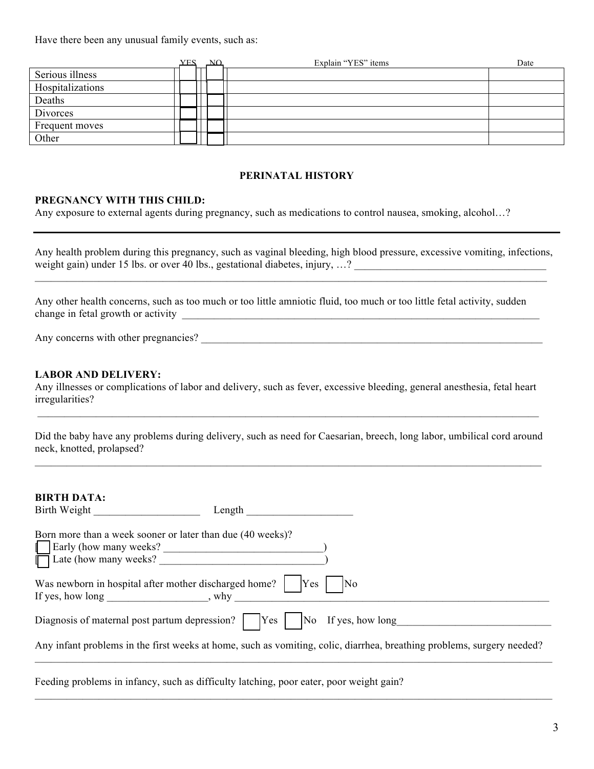Have there been any unusual family events, such as:

| | YES | NO | Explain "YES" items | Date |
|---|---|---|---|---|
| Serious illness | ☐ | ☐ | | |
| Hospitalizations | ☐ | ☐ | | |
| Deaths | ☐ | ☐ | | |
| Divorces | ☐ | ☐ | | |
| Frequent moves | ☐ | ☐ | | |
| Other | ☐ | ☐ | | |

## PERINATAL HISTORY

**PREGNANCY WITH THIS CHILD:**

Any exposure to external agents during pregnancy, such as medications to control nausea, smoking, alcohol…?

---

Any health problem during this pregnancy, such as vaginal bleeding, high blood pressure, excessive vomiting, infections, weight gain) under 15 lbs. or over 40 lbs., gestational diabetes, injury, …? ____________________________________

____________________________________________________________________________________________

Any other health concerns, such as too much or too little amniotic fluid, too much or too little fetal activity, sudden change in fetal growth or activity ______________________________________________________________________

Any concerns with other pregnancies? ______________________________________________________________

**LABOR AND DELIVERY:**

Any illnesses or complications of labor and delivery, such as fever, excessive bleeding, general anesthesia, fetal heart irregularities?

____________________________________________________________________________________________

Did the baby have any problems during delivery, such as need for Caesarian, breech, long labor, umbilical cord around neck, knotted, prolapsed?

____________________________________________________________________________________________

**BIRTH DATA:**

Birth Weight ____________________ Length ____________________

Born more than a week sooner or later than due (40 weeks)?

☐ Early (how many weeks? ______________________________)

☐ Late (how many weeks? ______________________________)

Was newborn in hospital after mother discharged home? ☐ Yes ☐ No

If yes, how long __________________, why ______________________________________________________________

Diagnosis of maternal post partum depression? ☐ Yes ☐ No If yes, how long_____________________________

Any infant problems in the first weeks at home, such as vomiting, colic, diarrhea, breathing problems, surgery needed?

____________________________________________________________________________________________

Feeding problems in infancy, such as difficulty latching, poor eater, poor weight gain?

____________________________________________________________________________________________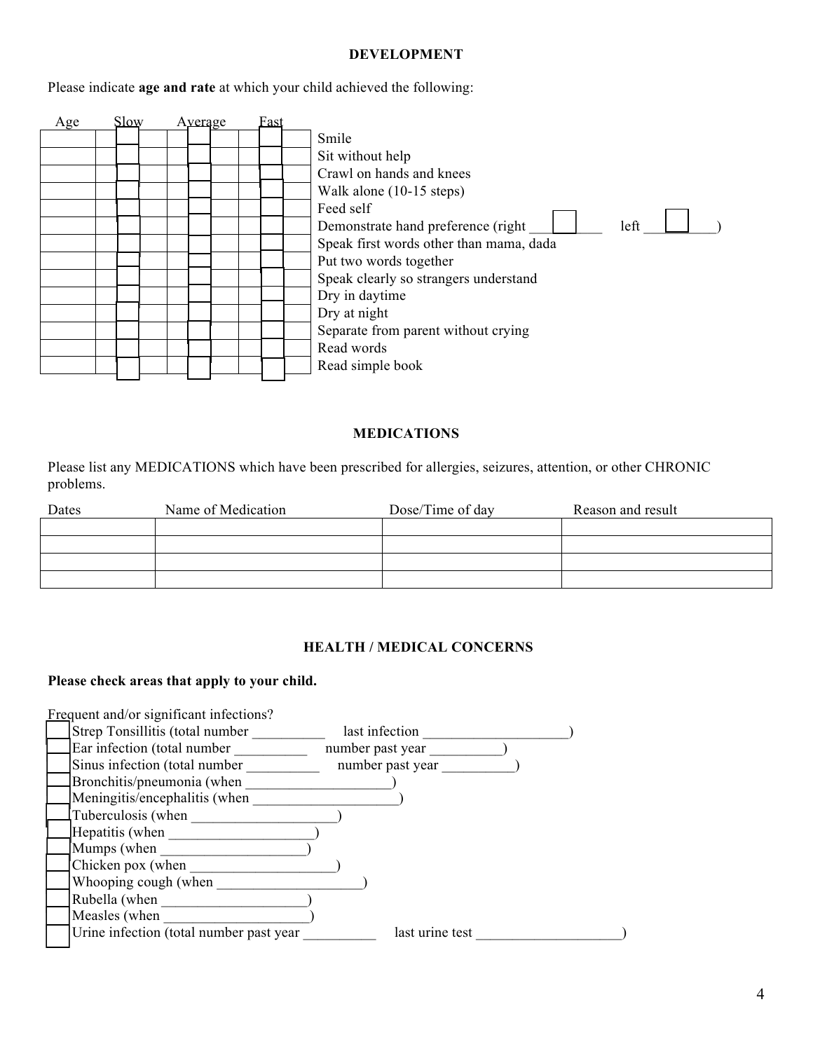## DEVELOPMENT

Please indicate **age and rate** at which your child achieved the following:

| Age | Slow | Average | Fast | |
|---|---|---|---|---|
| | ☐ | ☐ | ☐ | Smile |
| | ☐ | ☐ | ☐ | Sit without help |
| | ☐ | ☐ | ☐ | Crawl on hands and knees |
| | ☐ | ☐ | ☐ | Walk alone (10-15 steps) |
| | ☐ | ☐ | ☐ | Feed self |
| | ☐ | ☐ | ☐ | Demonstrate hand preference (right ☐ left ☐) |
| | ☐ | ☐ | ☐ | Speak first words other than mama, dada |
| | ☐ | ☐ | ☐ | Put two words together |
| | ☐ | ☐ | ☐ | Speak clearly so strangers understand |
| | ☐ | ☐ | ☐ | Dry in daytime |
| | ☐ | ☐ | ☐ | Dry at night |
| | ☐ | ☐ | ☐ | Separate from parent without crying |
| | ☐ | ☐ | ☐ | Read words |
| | ☐ | ☐ | ☐ | Read simple book |

## MEDICATIONS

Please list any MEDICATIONS which have been prescribed for allergies, seizures, attention, or other CHRONIC problems.

| Dates | Name of Medication | Dose/Time of day | Reason and result |
|---|---|---|---|
| | | | |
| | | | |
| | | | |
| | | | |

## HEALTH / MEDICAL CONCERNS

**Please check areas that apply to your child.**

Frequent and/or significant infections?

- ☐ Strep Tonsillitis (total number __________ last infection ____________________)
- ☐ Ear infection (total number __________ number past year __________)
- ☐ Sinus infection (total number __________ number past year __________)
- ☐ Bronchitis/pneumonia (when ____________________)
- ☐ Meningitis/encephalitis (when ____________________)
- ☐ Tuberculosis (when ____________________)
- ☐ Hepatitis (when ____________________)
- ☐ Mumps (when ____________________)
- ☐ Chicken pox (when ____________________)
- ☐ Whooping cough (when ____________________)
- ☐ Rubella (when ____________________)
- ☐ Measles (when ____________________)
- ☐ Urine infection (total number past year __________ last urine test ____________________)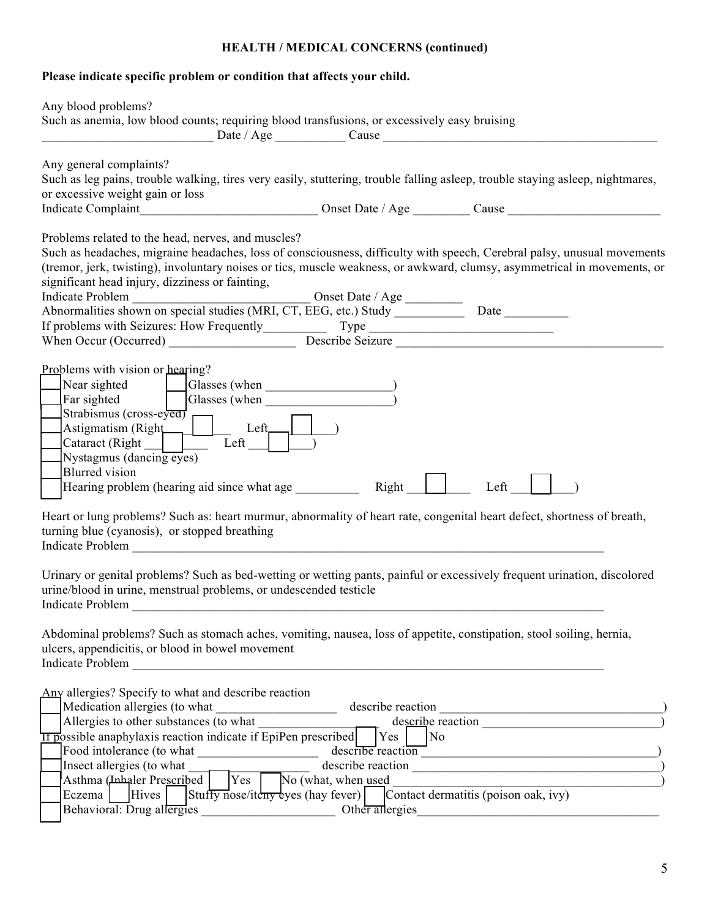### HEALTH / MEDICAL CONCERNS (continued)

**Please indicate specific problem or condition that affects your child.**

Any blood problems?
Such as anemia, low blood counts; requiring blood transfusions, or excessively easy bruising
___________________________ Date / Age ___________ Cause ____________________________________________

Any general complaints?
Such as leg pains, trouble walking, tires very easily, stuttering, trouble falling asleep, trouble staying asleep, nightmares, or excessive weight gain or loss
Indicate Complaint____________________________ Onset Date / Age _________ Cause ________________________

Problems related to the head, nerves, and muscles?
Such as headaches, migraine headaches, loss of consciousness, difficulty with speech, Cerebral palsy, unusual movements (tremor, jerk, twisting), involuntary noises or tics, muscle weakness, or awkward, clumsy, asymmetrical in movements, or significant head injury, dizziness or fainting,
Indicate Problem ____________________________ Onset Date / Age _________
Abnormalities shown on special studies (MRI, CT, EEG, etc.) Study ___________ Date __________
If problems with Seizures: How Frequently__________ Type _____________________________
When Occur (Occurred) ___________________ Describe Seizure __________________________________________

Problems with vision or hearing?
- ☐ Near sighted ☐ Glasses (when ____________________)
- ☐ Far sighted ☐ Glasses (when ____________________)
- ☐ Strabismus (cross-eyed)
- ☐ Astigmatism (Right ☐ Left ☐)
- ☐ Cataract (Right ☐ Left ☐)
- ☐ Nystagmus (dancing eyes)
- ☐ Blurred vision
- ☐ Hearing problem (hearing aid since what age __________ Right ☐ Left ☐)

Heart or lung problems? Such as: heart murmur, abnormality of heart rate, congenital heart defect, shortness of breath, turning blue (cyanosis), or stopped breathing
Indicate Problem ______________________________________________________________________________

Urinary or genital problems? Such as bed-wetting or wetting pants, painful or excessively frequent urination, discolored urine/blood in urine, menstrual problems, or undescended testicle
Indicate Problem ______________________________________________________________________________

Abdominal problems? Such as stomach aches, vomiting, nausea, loss of appetite, constipation, stool soiling, hernia, ulcers, appendicitis, or blood in bowel movement
Indicate Problem ______________________________________________________________________________

Any allergies? Specify to what and describe reaction
- ☐ Medication allergies (to what __________________ describe reaction __________________________________)
- ☐ Allergies to other substances (to what ___________________ describe reaction ____________________________)

If possible anaphylaxis reaction indicate if EpiPen prescribed ☐ Yes ☐ No
- ☐ Food intolerance (to what ___________________ describe reaction _____________________________________)
- ☐ Insect allergies (to what ___________________ describe reaction ______________________________________)
- ☐ Asthma (Inhaler Prescribed ☐ Yes ☐ No (what, when used __________________________________________)
- ☐ Eczema ☐ Hives ☐ Stuffy nose/itchy eyes (hay fever) ☐ Contact dermatitis (poison oak, ivy)
- ☐ Behavioral: Drug allergies _____________________ Other allergies_____________________________________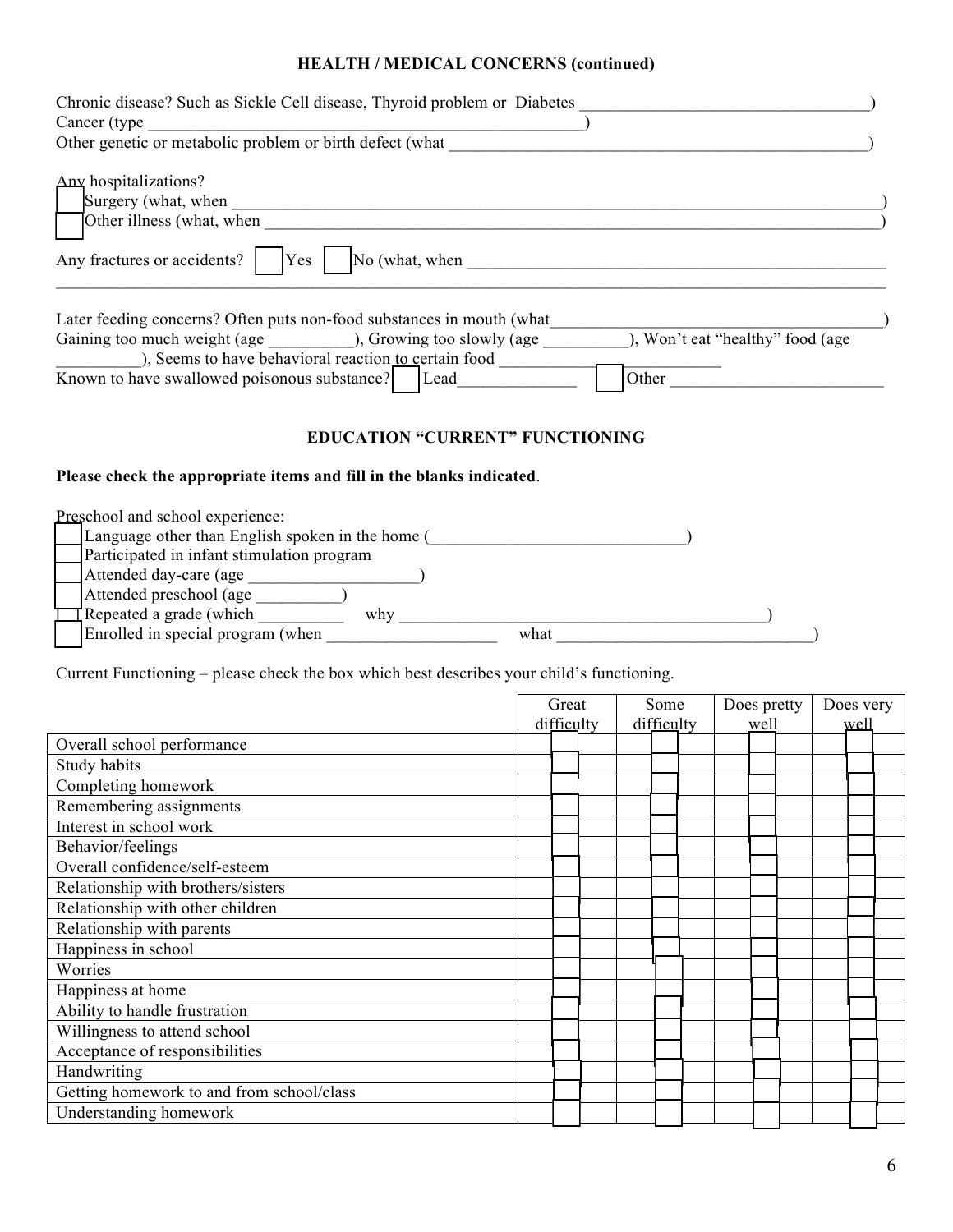## HEALTH / MEDICAL CONCERNS (continued)

Chronic disease? Such as Sickle Cell disease, Thyroid problem or Diabetes ___________________________________)
Cancer (type ______________________________________________________)
Other genetic or metabolic problem or birth defect (what ___________________________________________________)

Any hospitalizations?
☐ Surgery (what, when ______________________________________________________________________________)
☐ Other illness (what, when _________________________________________________________________________)

Any fractures or accidents? ☐ Yes ☐ No (what, when ___________________________________________________
____________________________________________________________________________________________

Later feeding concerns? Often puts non-food substances in mouth (what_________________________________________)
Gaining too much weight (age __________), Growing too slowly (age __________), Won't eat "healthy" food (age __________), Seems to have behavioral reaction to certain food ____________________________
Known to have swallowed poisonous substance? ☐ Lead______________ ☐ Other __________________________

## EDUCATION "CURRENT" FUNCTIONING

**Please check the appropriate items and fill in the blanks indicated**.

Preschool and school experience:
☐ Language other than English spoken in the home (______________________________)
☐ Participated in infant stimulation program
☐ Attended day-care (age ____________________)
☐ Attended preschool (age __________)
☐ Repeated a grade (which __________ why ____________________________________________)
☐ Enrolled in special program (when ____________________ what ______________________________)

Current Functioning – please check the box which best describes your child's functioning.

| | Great difficulty | Some difficulty | Does pretty well | Does very well |
|---|---|---|---|---|
| Overall school performance | ☐ | ☐ | ☐ | ☐ |
| Study habits | ☐ | ☐ | ☐ | ☐ |
| Completing homework | ☐ | ☐ | ☐ | ☐ |
| Remembering assignments | ☐ | ☐ | ☐ | ☐ |
| Interest in school work | ☐ | ☐ | ☐ | ☐ |
| Behavior/feelings | ☐ | ☐ | ☐ | ☐ |
| Overall confidence/self-esteem | ☐ | ☐ | ☐ | ☐ |
| Relationship with brothers/sisters | ☐ | ☐ | ☐ | ☐ |
| Relationship with other children | ☐ | ☐ | ☐ | ☐ |
| Relationship with parents | ☐ | ☐ | ☐ | ☐ |
| Happiness in school | ☐ | ☐ | ☐ | ☐ |
| Worries | ☐ | ☐ | ☐ | ☐ |
| Happiness at home | ☐ | ☐ | ☐ | ☐ |
| Ability to handle frustration | ☐ | ☐ | ☐ | ☐ |
| Willingness to attend school | ☐ | ☐ | ☐ | ☐ |
| Acceptance of responsibilities | ☐ | ☐ | ☐ | ☐ |
| Handwriting | ☐ | ☐ | ☐ | ☐ |
| Getting homework to and from school/class | ☐ | ☐ | ☐ | ☐ |
| Understanding homework | ☐ | ☐ | ☐ | ☐ |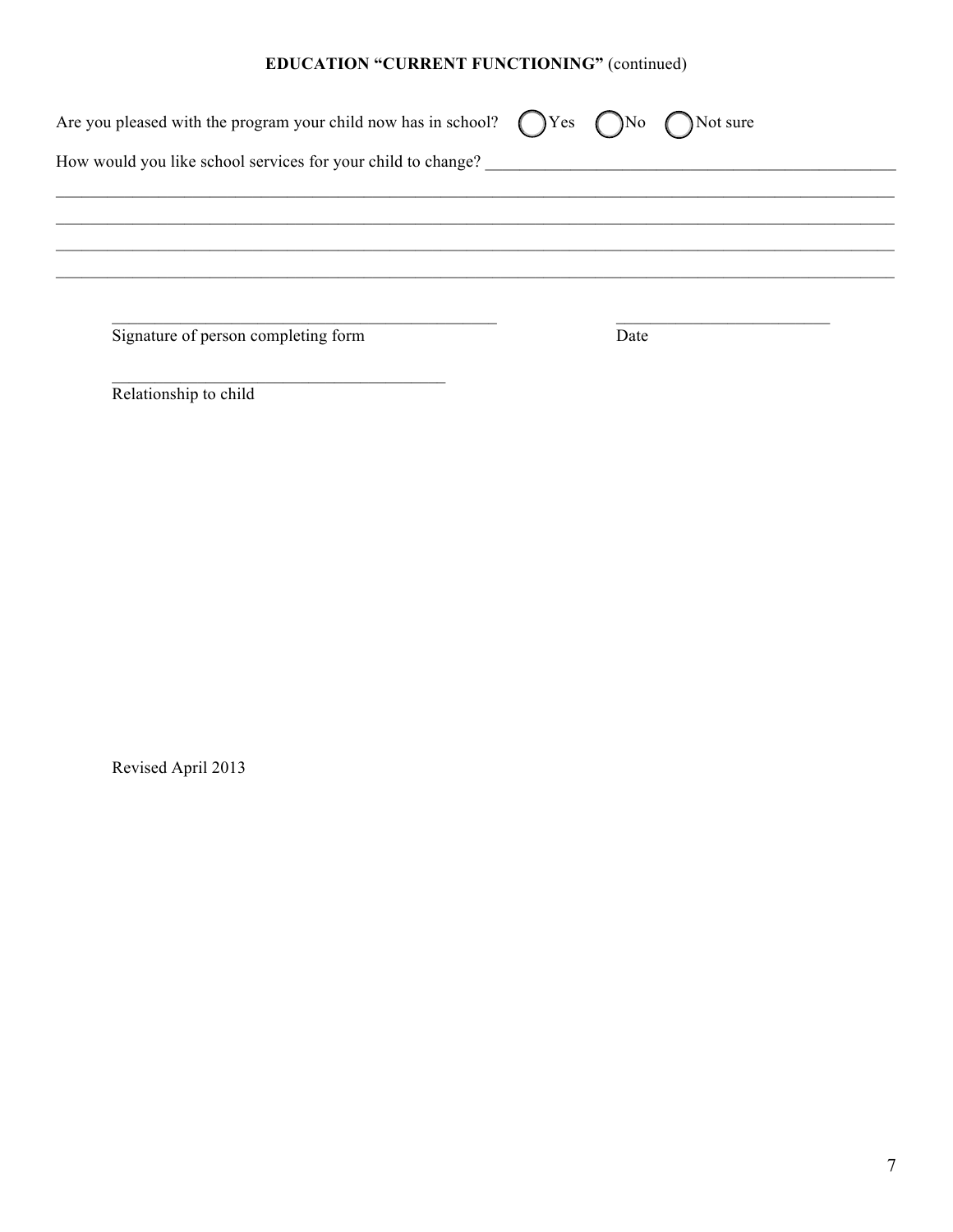**EDUCATION "CURRENT FUNCTIONING"** (continued)

Are you pleased with the program your child now has in school? ◯ Yes ◯ No ◯ Not sure

How would you like school services for your child to change? ____________________________________________

________________________________________________________________________________________________

________________________________________________________________________________________________

________________________________________________________________________________________________

________________________________________________________________________________________________

_______________________________________________ ____________________________

Signature of person completing form Date

_______________________________________________

Relationship to child

Revised April 2013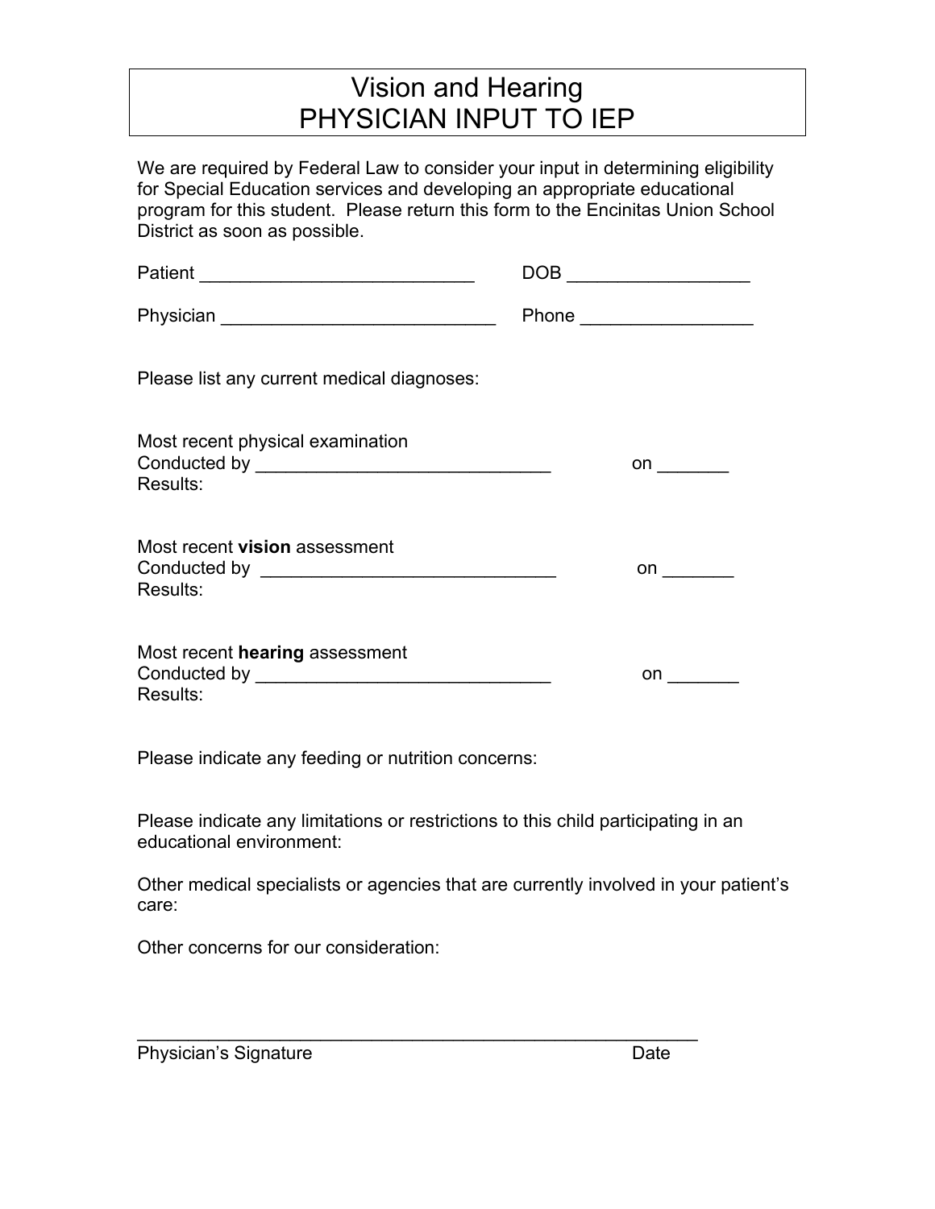# Vision and Hearing
# PHYSICIAN INPUT TO IEP

We are required by Federal Law to consider your input in determining eligibility for Special Education services and developing an appropriate educational program for this student. Please return this form to the Encinitas Union School District as soon as possible.

Patient ___________________________ DOB __________________

Physician ___________________________ Phone _________________

Please list any current medical diagnoses:

Most recent physical examination
Conducted by _____________________________ on _______
Results:

Most recent **vision** assessment
Conducted by _____________________________ on _______
Results:

Most recent **hearing** assessment
Conducted by _____________________________ on _______
Results:

Please indicate any feeding or nutrition concerns:

Please indicate any limitations or restrictions to this child participating in an educational environment:

Other medical specialists or agencies that are currently involved in your patient's care:

Other concerns for our consideration:

_______________________________________________________

Physician's Signature Date